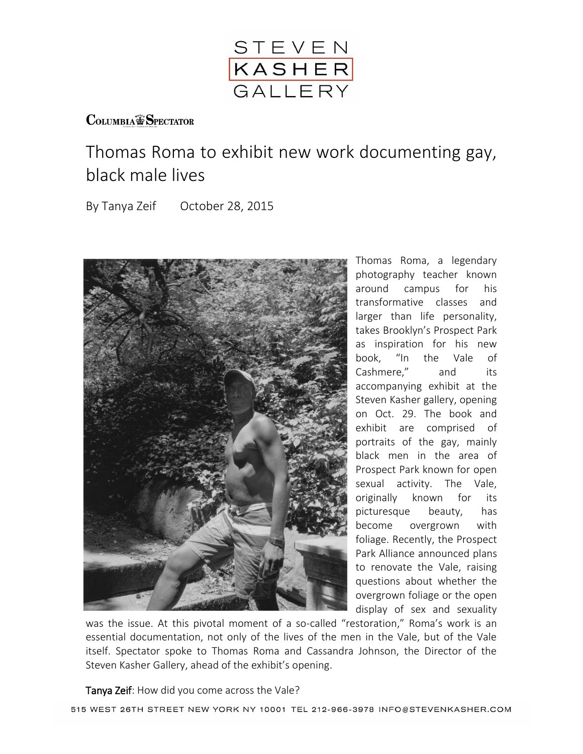STEVEN KASHER GALLERY

Columbia Spectator

# Thomas Roma to exhibit new work documenting gay, black male lives

By Tanya Zeif     October 28, 2015

Thomas Roma, a legendary photography teacher known around campus for his transformative classes and larger than life personality, takes Brooklyn's Prospect Park as inspiration for his new book, "In the Vale of Cashmere," and its accompanying exhibit at the Steven Kasher gallery, opening on Oct. 29. The book and exhibit are comprised of portraits of the gay, mainly black men in the area of Prospect Park known for open sexual activity. The Vale, originally known for its picturesque beauty, has become overgrown with foliage. Recently, the Prospect Park Alliance announced plans to renovate the Vale, raising questions about whether the overgrown foliage or the open display of sex and sexuality was the issue. At this pivotal moment of a so-called "restoration," Roma's work is an essential documentation, not only of the lives of the men in the Vale, but of the Vale itself. Spectator spoke to Thomas Roma and Cassandra Johnson, the Director of the Steven Kasher Gallery, ahead of the exhibit's opening.

**Tanya Zeif**: How did you come across the Vale?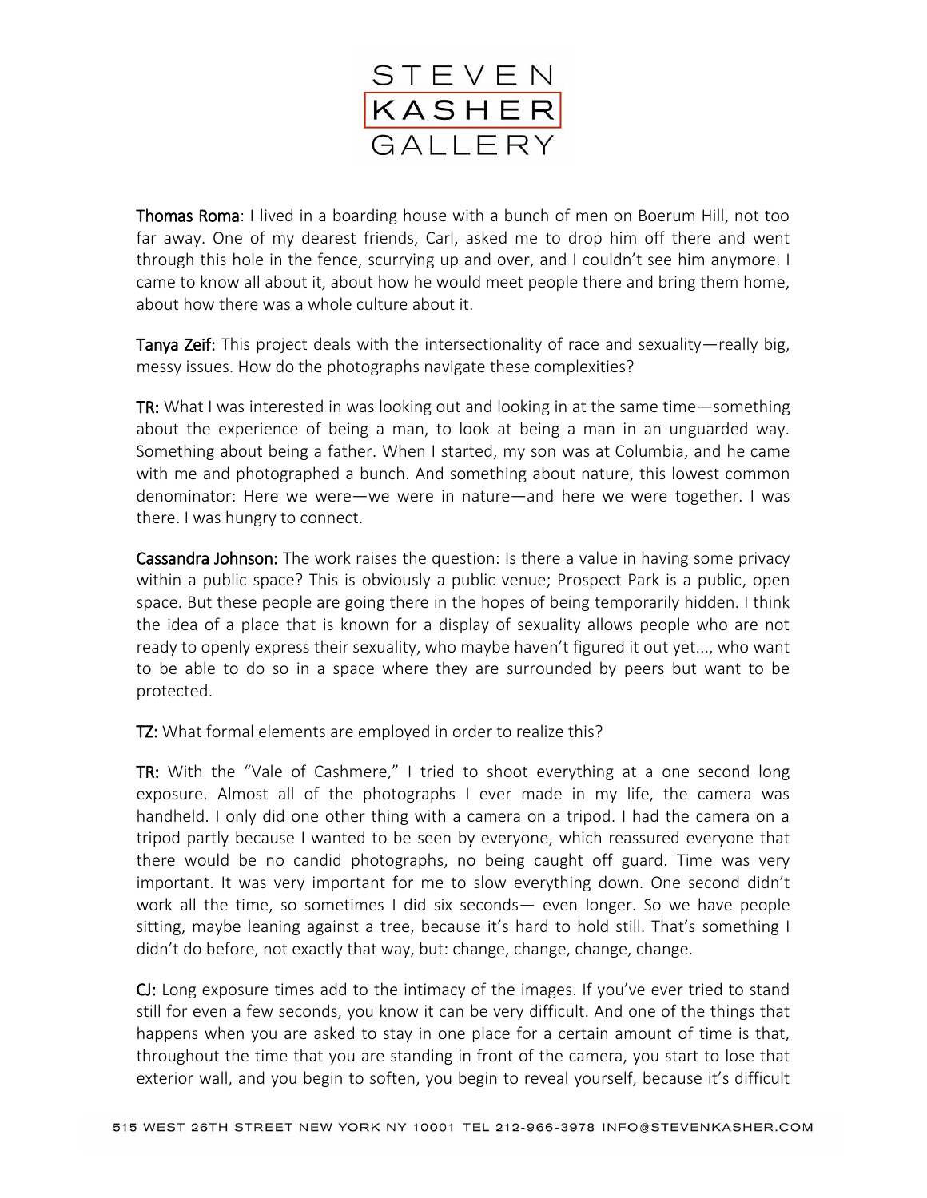**Thomas Roma**: I lived in a boarding house with a bunch of men on Boerum Hill, not too far away. One of my dearest friends, Carl, asked me to drop him off there and went through this hole in the fence, scurrying up and over, and I couldn't see him anymore. I came to know all about it, about how he would meet people there and bring them home, about how there was a whole culture about it.

**Tanya Zeif:** This project deals with the intersectionality of race and sexuality—really big, messy issues. How do the photographs navigate these complexities?

**TR:** What I was interested in was looking out and looking in at the same time—something about the experience of being a man, to look at being a man in an unguarded way. Something about being a father. When I started, my son was at Columbia, and he came with me and photographed a bunch. And something about nature, this lowest common denominator: Here we were—we were in nature—and here we were together. I was there. I was hungry to connect.

**Cassandra Johnson:** The work raises the question: Is there a value in having some privacy within a public space? This is obviously a public venue; Prospect Park is a public, open space. But these people are going there in the hopes of being temporarily hidden. I think the idea of a place that is known for a display of sexuality allows people who are not ready to openly express their sexuality, who maybe haven't figured it out yet..., who want to be able to do so in a space where they are surrounded by peers but want to be protected.

**TZ:** What formal elements are employed in order to realize this?

**TR:** With the "Vale of Cashmere," I tried to shoot everything at a one second long exposure. Almost all of the photographs I ever made in my life, the camera was handheld. I only did one other thing with a camera on a tripod. I had the camera on a tripod partly because I wanted to be seen by everyone, which reassured everyone that there would be no candid photographs, no being caught off guard. Time was very important. It was very important for me to slow everything down. One second didn't work all the time, so sometimes I did six seconds— even longer. So we have people sitting, maybe leaning against a tree, because it's hard to hold still. That's something I didn't do before, not exactly that way, but: change, change, change, change.

**CJ:** Long exposure times add to the intimacy of the images. If you've ever tried to stand still for even a few seconds, you know it can be very difficult. And one of the things that happens when you are asked to stay in one place for a certain amount of time is that, throughout the time that you are standing in front of the camera, you start to lose that exterior wall, and you begin to soften, you begin to reveal yourself, because it's difficult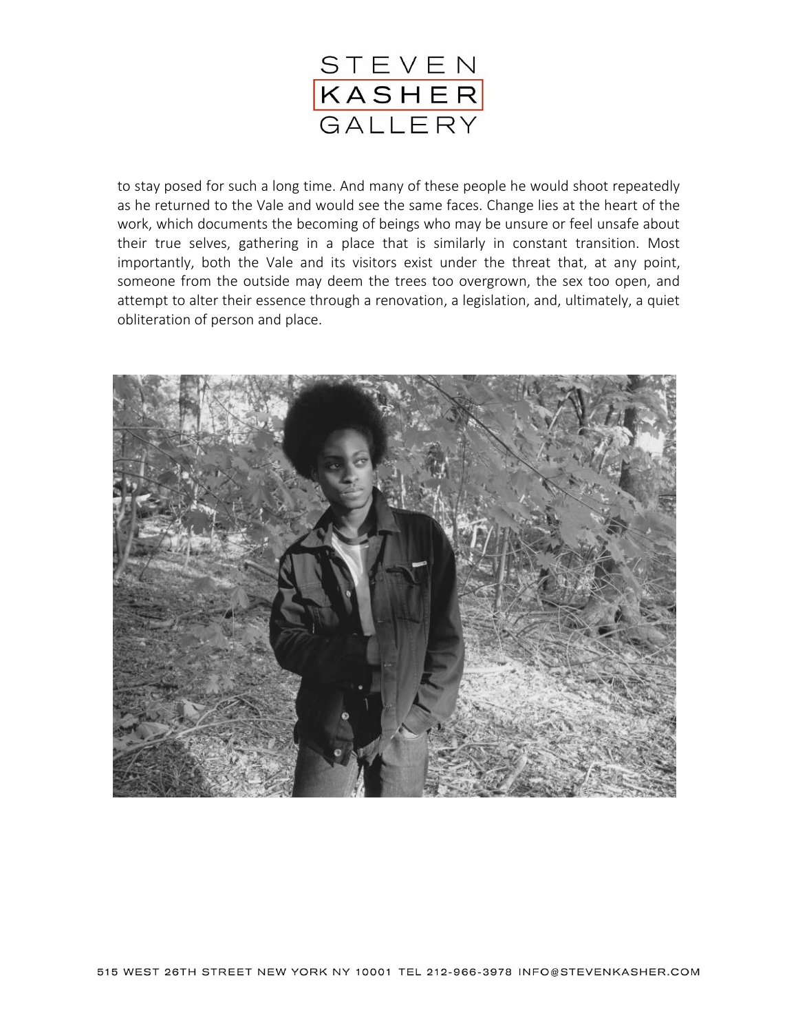to stay posed for such a long time. And many of these people he would shoot repeatedly as he returned to the Vale and would see the same faces. Change lies at the heart of the work, which documents the becoming of beings who may be unsure or feel unsafe about their true selves, gathering in a place that is similarly in constant transition. Most importantly, both the Vale and its visitors exist under the threat that, at any point, someone from the outside may deem the trees too overgrown, the sex too open, and attempt to alter their essence through a renovation, a legislation, and, ultimately, a quiet obliteration of person and place.